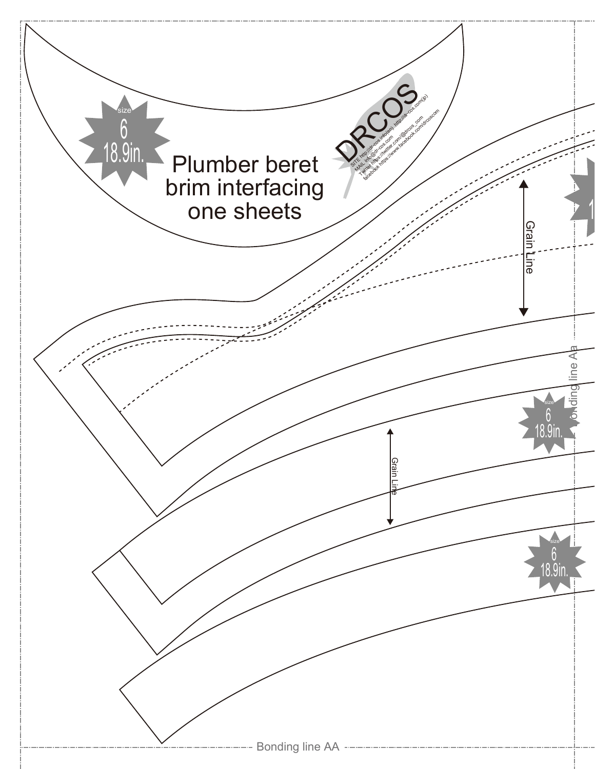size
6
18.9in.

Plumber beret brim interfacing one sheets

DRCOS

SITE http://dr-cos.info(en) http://dr-cos.com(jp)
MAIL info@dr-cos.com
Twitter https://twitter.com/@drcos_com
facebook https://www.facebook.com/drcoscom

Grain Line

size
6
18.9in.

Grain Line

size
6
18.9in.

Bonding line Aa

Bonding line AA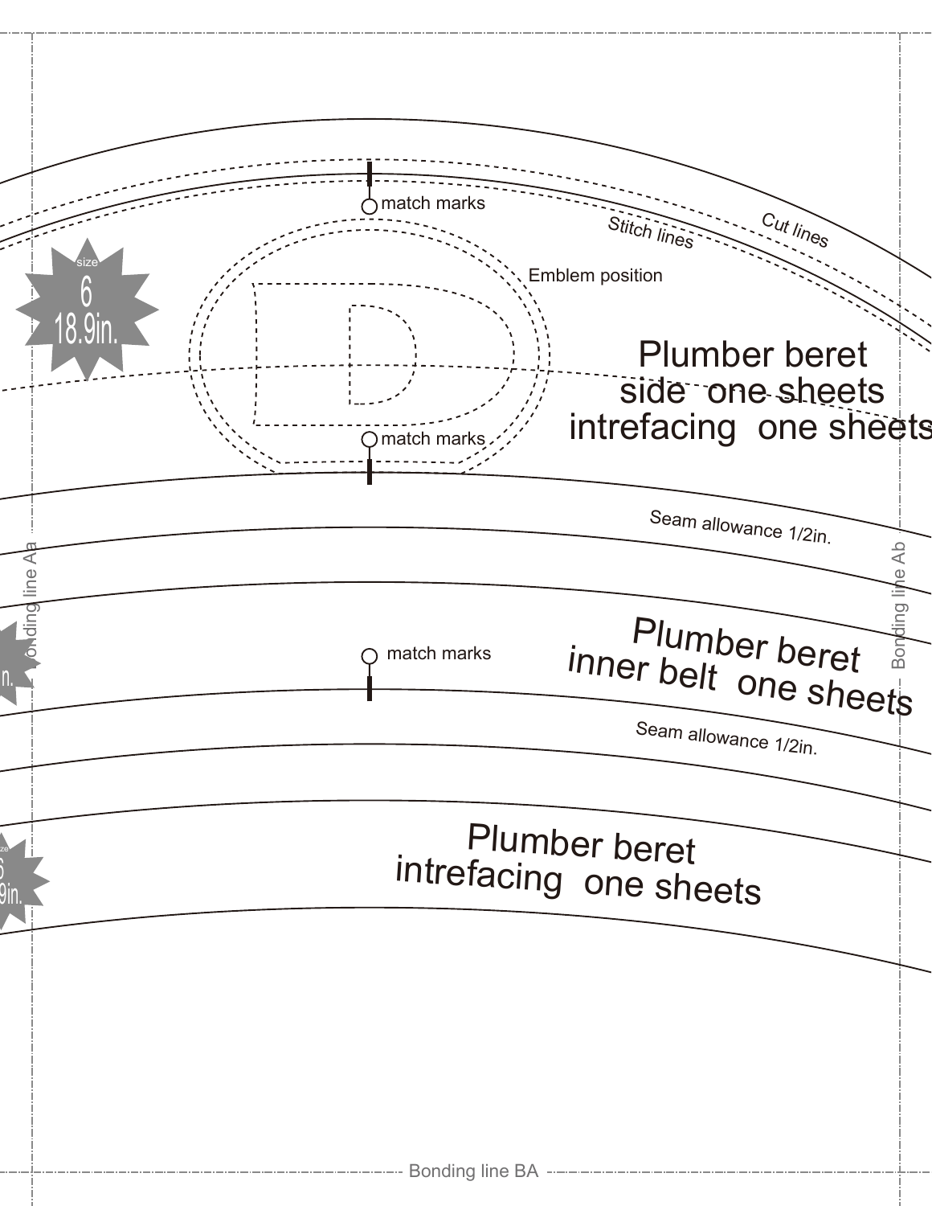match marks

Stitch lines

Cut lines

Emblem position

size 6 18.9in.

Plumber beret
side one sheets
intrefacing one sheets

match marks

Seam allowance 1/2in.

Bonding line Aa

Bonding line Ab

Plumber beret
inner belt one sheets

match marks

Seam allowance 1/2in.

Plumber beret
intrefacing one sheets

Bonding line BA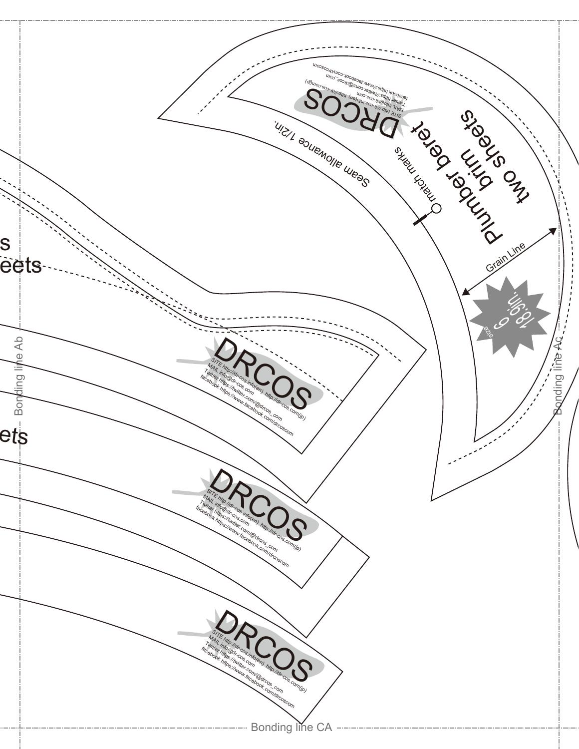Plumber beret
brim
two sheets

match marks

Seam allowance 1/2in.

DRCOS

SITE http://dr-cos.info(en) http://dr-cos.com(jp)
MAIL info@dr-cos.com
Twitter https://twitter.com/@drcos_com
facebook https://www.facebook.com/drcoscom

Grain Line

size 6
18.9in.

s
eets

ets

DRCOS

SITE http://dr-cos.info(en) http://dr-cos.com(jp)
MAIL info@dr-cos.com
Twitter https://twitter.com/@drcos_com
facebook https://www.facebook.com/drcoscom

DRCOS

SITE http://dr-cos.info(en) http://dr-cos.com(jp)
MAIL info@dr-cos.com
Twitter https://twitter.com/@drcos_com
facebook https://www.facebook.com/drcoscom

DRCOS

SITE http://dr-cos.info(en) http://dr-cos.com(jp)
MAIL info@dr-cos.com
Twitter https://twitter.com/@drcos_com
facebook https://www.facebook.com/drcoscom

Bonding line Ab

Bonding line Ac

Bonding line CA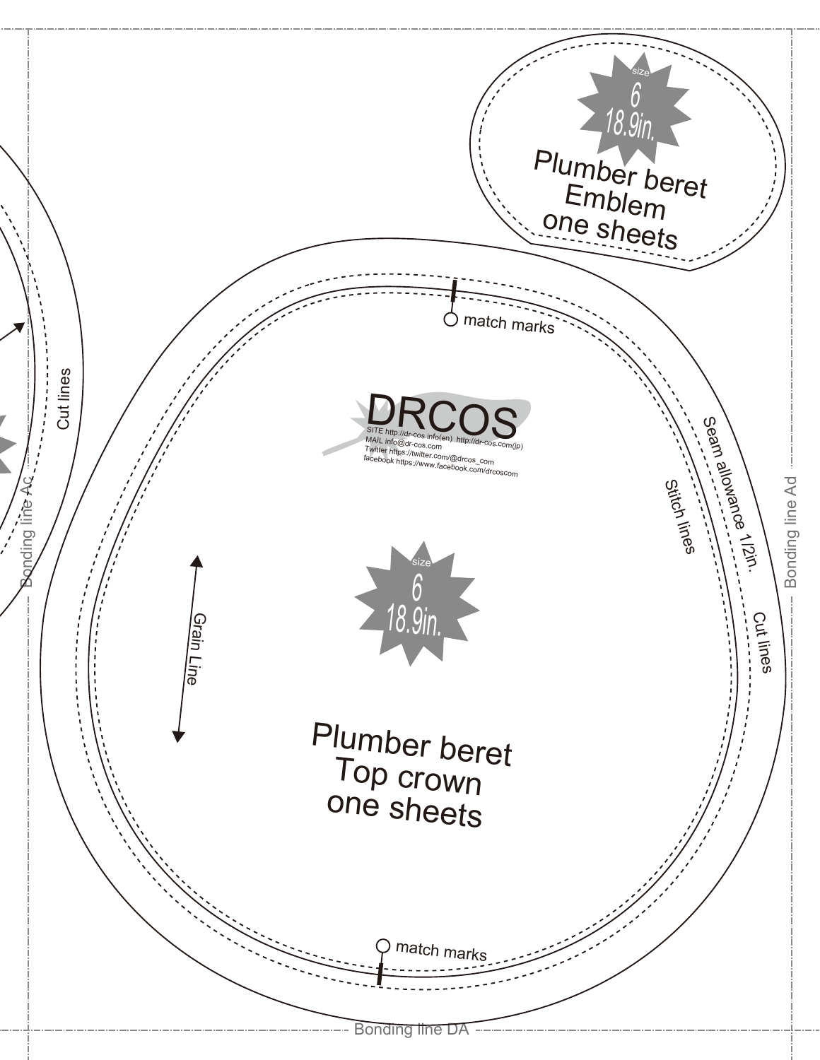size
6
18.9in.

Plumber beret
Emblem
one sheets

match marks

DRCOS
SITE http://dr-cos.info(en) http://dr-cos.com(jp)
MAIL info@dr-cos.com
Twitter https://twitter.com/@drcos_com
facebook https://www.facebook.com/drcoscom

Cut lines

Seam allowance 1/2in.

Stitch lines

Bonding line Ac

Bonding line Ad

size
6
18.9in.

Grain Line

Cut lines

Plumber beret
Top crown
one sheets

match marks

Bonding line DA